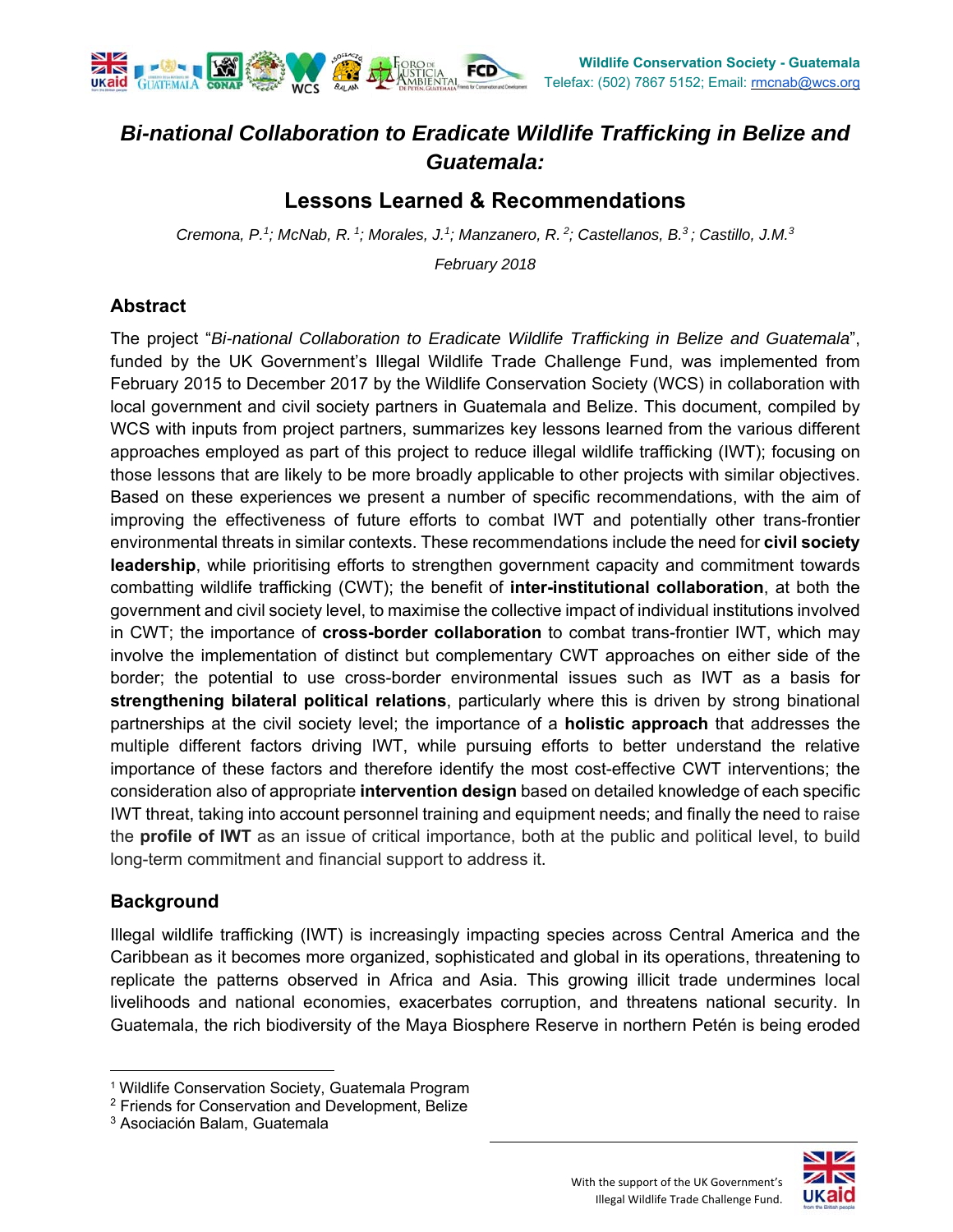Wildlife Conservation Society - Guatemala
Telefax: (502) 7867 5152; Email: rmcnab@wcs.org

# *Bi-national Collaboration to Eradicate Wildlife Trafficking in Belize and Guatemala:*

## Lessons Learned & Recommendations

*Cremona, P.[1]; McNab, R. [1]; Morales, J.[1]; Manzanero, R. [2]; Castellanos, B.[3] ; Castillo, J.M.[3]*

*February 2018*

### Abstract

The project "*Bi-national Collaboration to Eradicate Wildlife Trafficking in Belize and Guatemala*", funded by the UK Government's Illegal Wildlife Trade Challenge Fund, was implemented from February 2015 to December 2017 by the Wildlife Conservation Society (WCS) in collaboration with local government and civil society partners in Guatemala and Belize. This document, compiled by WCS with inputs from project partners, summarizes key lessons learned from the various different approaches employed as part of this project to reduce illegal wildlife trafficking (IWT); focusing on those lessons that are likely to be more broadly applicable to other projects with similar objectives. Based on these experiences we present a number of specific recommendations, with the aim of improving the effectiveness of future efforts to combat IWT and potentially other trans-frontier environmental threats in similar contexts. These recommendations include the need for **civil society leadership**, while prioritising efforts to strengthen government capacity and commitment towards combatting wildlife trafficking (CWT); the benefit of **inter-institutional collaboration**, at both the government and civil society level, to maximise the collective impact of individual institutions involved in CWT; the importance of **cross-border collaboration** to combat trans-frontier IWT, which may involve the implementation of distinct but complementary CWT approaches on either side of the border; the potential to use cross-border environmental issues such as IWT as a basis for **strengthening bilateral political relations**, particularly where this is driven by strong binational partnerships at the civil society level; the importance of a **holistic approach** that addresses the multiple different factors driving IWT, while pursuing efforts to better understand the relative importance of these factors and therefore identify the most cost-effective CWT interventions; the consideration also of appropriate **intervention design** based on detailed knowledge of each specific IWT threat, taking into account personnel training and equipment needs; and finally the need to raise the **profile of IWT** as an issue of critical importance, both at the public and political level, to build long-term commitment and financial support to address it.

### Background

Illegal wildlife trafficking (IWT) is increasingly impacting species across Central America and the Caribbean as it becomes more organized, sophisticated and global in its operations, threatening to replicate the patterns observed in Africa and Asia. This growing illicit trade undermines local livelihoods and national economies, exacerbates corruption, and threatens national security. In Guatemala, the rich biodiversity of the Maya Biosphere Reserve in northern Petén is being eroded

[1] Wildlife Conservation Society, Guatemala Program
[2] Friends for Conservation and Development, Belize
[3] Asociación Balam, Guatemala

With the support of the UK Government's Illegal Wildlife Trade Challenge Fund.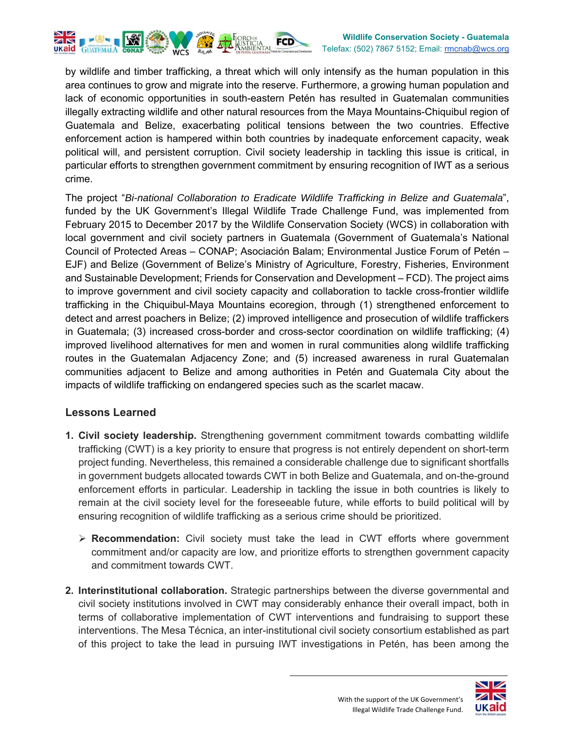by wildlife and timber trafficking, a threat which will only intensify as the human population in this area continues to grow and migrate into the reserve. Furthermore, a growing human population and lack of economic opportunities in south-eastern Petén has resulted in Guatemalan communities illegally extracting wildlife and other natural resources from the Maya Mountains-Chiquibul region of Guatemala and Belize, exacerbating political tensions between the two countries. Effective enforcement action is hampered within both countries by inadequate enforcement capacity, weak political will, and persistent corruption. Civil society leadership in tackling this issue is critical, in particular efforts to strengthen government commitment by ensuring recognition of IWT as a serious crime.

The project "*Bi-national Collaboration to Eradicate Wildlife Trafficking in Belize and Guatemala*", funded by the UK Government's Illegal Wildlife Trade Challenge Fund, was implemented from February 2015 to December 2017 by the Wildlife Conservation Society (WCS) in collaboration with local government and civil society partners in Guatemala (Government of Guatemala's National Council of Protected Areas – CONAP; Asociación Balam; Environmental Justice Forum of Petén – EJF) and Belize (Government of Belize's Ministry of Agriculture, Forestry, Fisheries, Environment and Sustainable Development; Friends for Conservation and Development – FCD). The project aims to improve government and civil society capacity and collaboration to tackle cross-frontier wildlife trafficking in the Chiquibul-Maya Mountains ecoregion, through (1) strengthened enforcement to detect and arrest poachers in Belize; (2) improved intelligence and prosecution of wildlife traffickers in Guatemala; (3) increased cross-border and cross-sector coordination on wildlife trafficking; (4) improved livelihood alternatives for men and women in rural communities along wildlife trafficking routes in the Guatemalan Adjacency Zone; and (5) increased awareness in rural Guatemalan communities adjacent to Belize and among authorities in Petén and Guatemala City about the impacts of wildlife trafficking on endangered species such as the scarlet macaw.

## Lessons Learned

1. **Civil society leadership.** Strengthening government commitment towards combatting wildlife trafficking (CWT) is a key priority to ensure that progress is not entirely dependent on short-term project funding. Nevertheless, this remained a considerable challenge due to significant shortfalls in government budgets allocated towards CWT in both Belize and Guatemala, and on-the-ground enforcement efforts in particular. Leadership in tackling the issue in both countries is likely to remain at the civil society level for the foreseeable future, while efforts to build political will by ensuring recognition of wildlife trafficking as a serious crime should be prioritized.

    - **Recommendation:** Civil society must take the lead in CWT efforts where government commitment and/or capacity are low, and prioritize efforts to strengthen government capacity and commitment towards CWT.

2. **Interinstitutional collaboration.** Strategic partnerships between the diverse governmental and civil society institutions involved in CWT may considerably enhance their overall impact, both in terms of collaborative implementation of CWT interventions and fundraising to support these interventions. The Mesa Técnica, an inter-institutional civil society consortium established as part of this project to take the lead in pursuing IWT investigations in Petén, has been among the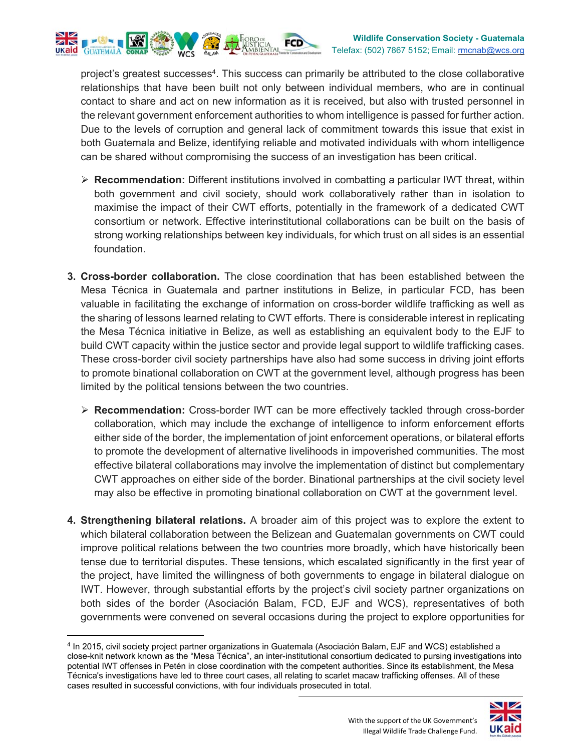project's greatest successes[4]. This success can primarily be attributed to the close collaborative relationships that have been built not only between individual members, who are in continual contact to share and act on new information as it is received, but also with trusted personnel in the relevant government enforcement authorities to whom intelligence is passed for further action. Due to the levels of corruption and general lack of commitment towards this issue that exist in both Guatemala and Belize, identifying reliable and motivated individuals with whom intelligence can be shared without compromising the success of an investigation has been critical.

- **Recommendation:** Different institutions involved in combatting a particular IWT threat, within both government and civil society, should work collaboratively rather than in isolation to maximise the impact of their CWT efforts, potentially in the framework of a dedicated CWT consortium or network. Effective interinstitutional collaborations can be built on the basis of strong working relationships between key individuals, for which trust on all sides is an essential foundation.

3. **Cross-border collaboration.** The close coordination that has been established between the Mesa Técnica in Guatemala and partner institutions in Belize, in particular FCD, has been valuable in facilitating the exchange of information on cross-border wildlife trafficking as well as the sharing of lessons learned relating to CWT efforts. There is considerable interest in replicating the Mesa Técnica initiative in Belize, as well as establishing an equivalent body to the EJF to build CWT capacity within the justice sector and provide legal support to wildlife trafficking cases. These cross-border civil society partnerships have also had some success in driving joint efforts to promote binational collaboration on CWT at the government level, although progress has been limited by the political tensions between the two countries.

   - **Recommendation:** Cross-border IWT can be more effectively tackled through cross-border collaboration, which may include the exchange of intelligence to inform enforcement efforts either side of the border, the implementation of joint enforcement operations, or bilateral efforts to promote the development of alternative livelihoods in impoverished communities. The most effective bilateral collaborations may involve the implementation of distinct but complementary CWT approaches on either side of the border. Binational partnerships at the civil society level may also be effective in promoting binational collaboration on CWT at the government level.

4. **Strengthening bilateral relations.** A broader aim of this project was to explore the extent to which bilateral collaboration between the Belizean and Guatemalan governments on CWT could improve political relations between the two countries more broadly, which have historically been tense due to territorial disputes. These tensions, which escalated significantly in the first year of the project, have limited the willingness of both governments to engage in bilateral dialogue on IWT. However, through substantial efforts by the project's civil society partner organizations on both sides of the border (Asociación Balam, FCD, EJF and WCS), representatives of both governments were convened on several occasions during the project to explore opportunities for

---

[4] In 2015, civil society project partner organizations in Guatemala (Asociación Balam, EJF and WCS) established a close-knit network known as the "Mesa Técnica", an inter-institutional consortium dedicated to pursing investigations into potential IWT offenses in Petén in close coordination with the competent authorities. Since its establishment, the Mesa Técnica's investigations have led to three court cases, all relating to scarlet macaw trafficking offenses. All of these cases resulted in successful convictions, with four individuals prosecuted in total.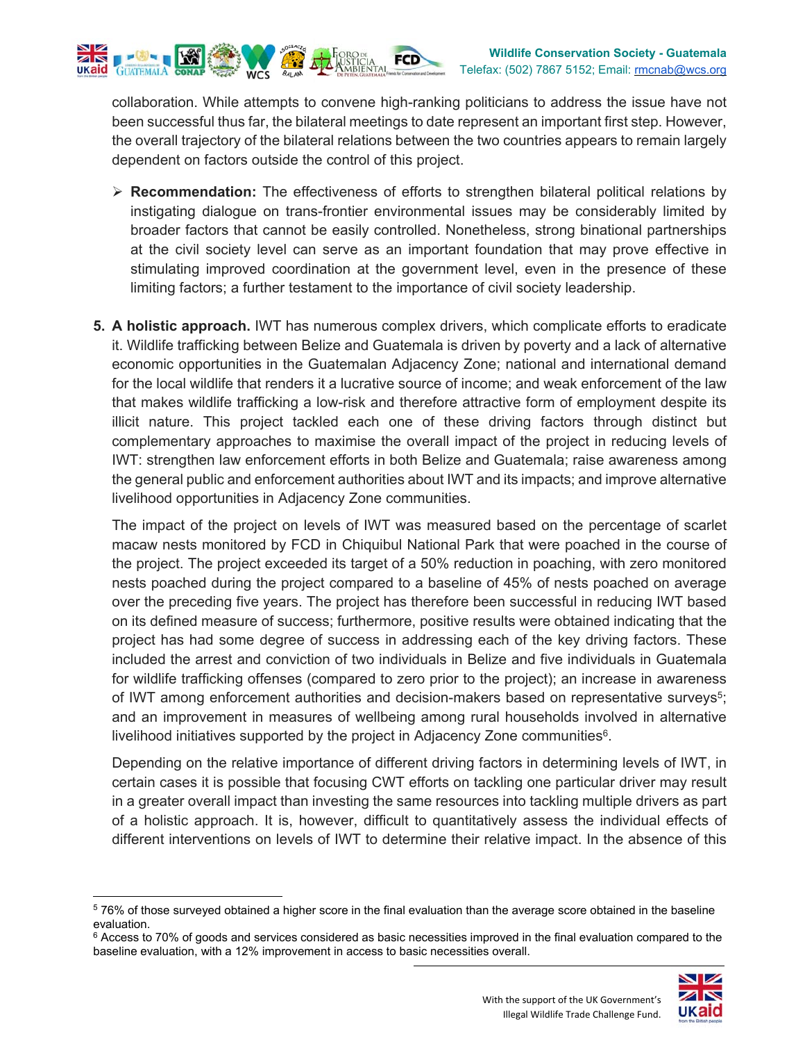collaboration. While attempts to convene high-ranking politicians to address the issue have not been successful thus far, the bilateral meetings to date represent an important first step. However, the overall trajectory of the bilateral relations between the two countries appears to remain largely dependent on factors outside the control of this project.

- **Recommendation:** The effectiveness of efforts to strengthen bilateral political relations by instigating dialogue on trans-frontier environmental issues may be considerably limited by broader factors that cannot be easily controlled. Nonetheless, strong binational partnerships at the civil society level can serve as an important foundation that may prove effective in stimulating improved coordination at the government level, even in the presence of these limiting factors; a further testament to the importance of civil society leadership.

5. **A holistic approach.** IWT has numerous complex drivers, which complicate efforts to eradicate it. Wildlife trafficking between Belize and Guatemala is driven by poverty and a lack of alternative economic opportunities in the Guatemalan Adjacency Zone; national and international demand for the local wildlife that renders it a lucrative source of income; and weak enforcement of the law that makes wildlife trafficking a low-risk and therefore attractive form of employment despite its illicit nature. This project tackled each one of these driving factors through distinct but complementary approaches to maximise the overall impact of the project in reducing levels of IWT: strengthen law enforcement efforts in both Belize and Guatemala; raise awareness among the general public and enforcement authorities about IWT and its impacts; and improve alternative livelihood opportunities in Adjacency Zone communities.

   The impact of the project on levels of IWT was measured based on the percentage of scarlet macaw nests monitored by FCD in Chiquibul National Park that were poached in the course of the project. The project exceeded its target of a 50% reduction in poaching, with zero monitored nests poached during the project compared to a baseline of 45% of nests poached on average over the preceding five years. The project has therefore been successful in reducing IWT based on its defined measure of success; furthermore, positive results were obtained indicating that the project has had some degree of success in addressing each of the key driving factors. These included the arrest and conviction of two individuals in Belize and five individuals in Guatemala for wildlife trafficking offenses (compared to zero prior to the project); an increase in awareness of IWT among enforcement authorities and decision-makers based on representative surveys[5]; and an improvement in measures of wellbeing among rural households involved in alternative livelihood initiatives supported by the project in Adjacency Zone communities[6].

   Depending on the relative importance of different driving factors in determining levels of IWT, in certain cases it is possible that focusing CWT efforts on tackling one particular driver may result in a greater overall impact than investing the same resources into tackling multiple drivers as part of a holistic approach. It is, however, difficult to quantitatively assess the individual effects of different interventions on levels of IWT to determine their relative impact. In the absence of this

[5] 76% of those surveyed obtained a higher score in the final evaluation than the average score obtained in the baseline evaluation.

[6] Access to 70% of goods and services considered as basic necessities improved in the final evaluation compared to the baseline evaluation, with a 12% improvement in access to basic necessities overall.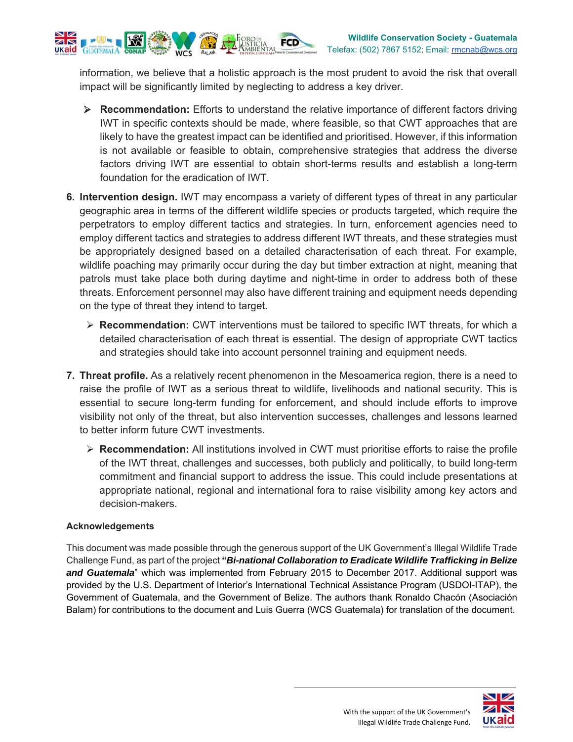information, we believe that a holistic approach is the most prudent to avoid the risk that overall impact will be significantly limited by neglecting to address a key driver.

- **Recommendation:** Efforts to understand the relative importance of different factors driving IWT in specific contexts should be made, where feasible, so that CWT approaches that are likely to have the greatest impact can be identified and prioritised. However, if this information is not available or feasible to obtain, comprehensive strategies that address the diverse factors driving IWT are essential to obtain short-terms results and establish a long-term foundation for the eradication of IWT.

6. **Intervention design.** IWT may encompass a variety of different types of threat in any particular geographic area in terms of the different wildlife species or products targeted, which require the perpetrators to employ different tactics and strategies. In turn, enforcement agencies need to employ different tactics and strategies to address different IWT threats, and these strategies must be appropriately designed based on a detailed characterisation of each threat. For example, wildlife poaching may primarily occur during the day but timber extraction at night, meaning that patrols must take place both during daytime and night-time in order to address both of these threats. Enforcement personnel may also have different training and equipment needs depending on the type of threat they intend to target.

   - **Recommendation:** CWT interventions must be tailored to specific IWT threats, for which a detailed characterisation of each threat is essential. The design of appropriate CWT tactics and strategies should take into account personnel training and equipment needs.

7. **Threat profile.** As a relatively recent phenomenon in the Mesoamerica region, there is a need to raise the profile of IWT as a serious threat to wildlife, livelihoods and national security. This is essential to secure long-term funding for enforcement, and should include efforts to improve visibility not only of the threat, but also intervention successes, challenges and lessons learned to better inform future CWT investments.

   - **Recommendation:** All institutions involved in CWT must prioritise efforts to raise the profile of the IWT threat, challenges and successes, both publicly and politically, to build long-term commitment and financial support to address the issue. This could include presentations at appropriate national, regional and international fora to raise visibility among key actors and decision-makers.

**Acknowledgements**

This document was made possible through the generous support of the UK Government's Illegal Wildlife Trade Challenge Fund, as part of the project **"*Bi-national Collaboration to Eradicate Wildlife Trafficking in Belize and Guatemala*"** which was implemented from February 2015 to December 2017. Additional support was provided by the U.S. Department of Interior's International Technical Assistance Program (USDOI-ITAP), the Government of Guatemala, and the Government of Belize. The authors thank Ronaldo Chacón (Asociación Balam) for contributions to the document and Luis Guerra (WCS Guatemala) for translation of the document.